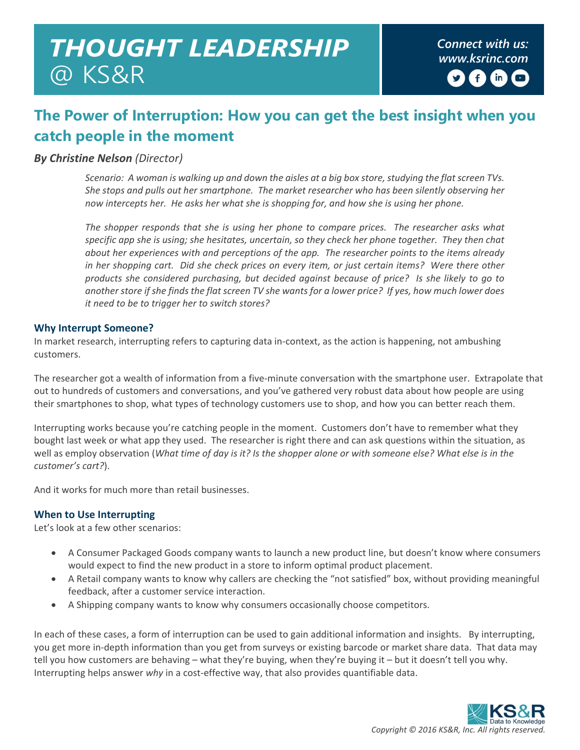# THOUGHT LEADERSHIP @ KS&R

Connect with us: www.ksrinc.com

## The Power of Interruption: How you can get the best insight when you catch people in the moment

***By Christine Nelson** (Director)*

*Scenario: A woman is walking up and down the aisles at a big box store, studying the flat screen TVs. She stops and pulls out her smartphone. The market researcher who has been silently observing her now intercepts her. He asks her what she is shopping for, and how she is using her phone.*

*The shopper responds that she is using her phone to compare prices. The researcher asks what specific app she is using; she hesitates, uncertain, so they check her phone together. They then chat about her experiences with and perceptions of the app. The researcher points to the items already in her shopping cart. Did she check prices on every item, or just certain items? Were there other products she considered purchasing, but decided against because of price? Is she likely to go to another store if she finds the flat screen TV she wants for a lower price? If yes, how much lower does it need to be to trigger her to switch stores?*

### Why Interrupt Someone?

In market research, interrupting refers to capturing data in-context, as the action is happening, not ambushing customers.

The researcher got a wealth of information from a five-minute conversation with the smartphone user. Extrapolate that out to hundreds of customers and conversations, and you've gathered very robust data about how people are using their smartphones to shop, what types of technology customers use to shop, and how you can better reach them.

Interrupting works because you're catching people in the moment. Customers don't have to remember what they bought last week or what app they used. The researcher is right there and can ask questions within the situation, as well as employ observation (*What time of day is it? Is the shopper alone or with someone else? What else is in the customer's cart?*).

And it works for much more than retail businesses.

### When to Use Interrupting

Let's look at a few other scenarios:

- A Consumer Packaged Goods company wants to launch a new product line, but doesn't know where consumers would expect to find the new product in a store to inform optimal product placement.
- A Retail company wants to know why callers are checking the "not satisfied" box, without providing meaningful feedback, after a customer service interaction.
- A Shipping company wants to know why consumers occasionally choose competitors.

In each of these cases, a form of interruption can be used to gain additional information and insights. By interrupting, you get more in-depth information than you get from surveys or existing barcode or market share data. That data may tell you how customers are behaving – what they're buying, when they're buying it – but it doesn't tell you why. Interrupting helps answer *why* in a cost-effective way, that also provides quantifiable data.

*Copyright © 2016 KS&R, Inc. All rights reserved.*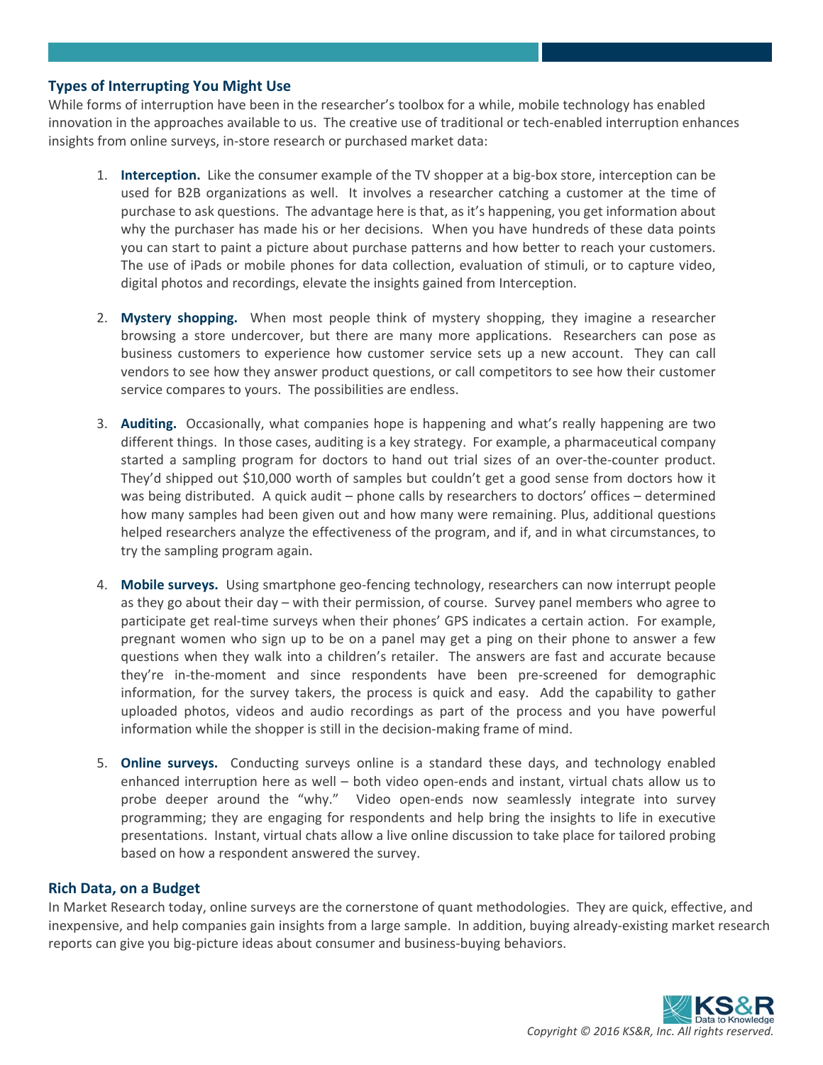## Types of Interrupting You Might Use

While forms of interruption have been in the researcher's toolbox for a while, mobile technology has enabled innovation in the approaches available to us. The creative use of traditional or tech-enabled interruption enhances insights from online surveys, in-store research or purchased market data:

1. **Interception.** Like the consumer example of the TV shopper at a big-box store, interception can be used for B2B organizations as well. It involves a researcher catching a customer at the time of purchase to ask questions. The advantage here is that, as it's happening, you get information about why the purchaser has made his or her decisions. When you have hundreds of these data points you can start to paint a picture about purchase patterns and how better to reach your customers. The use of iPads or mobile phones for data collection, evaluation of stimuli, or to capture video, digital photos and recordings, elevate the insights gained from Interception.

2. **Mystery shopping.** When most people think of mystery shopping, they imagine a researcher browsing a store undercover, but there are many more applications. Researchers can pose as business customers to experience how customer service sets up a new account. They can call vendors to see how they answer product questions, or call competitors to see how their customer service compares to yours. The possibilities are endless.

3. **Auditing.** Occasionally, what companies hope is happening and what's really happening are two different things. In those cases, auditing is a key strategy. For example, a pharmaceutical company started a sampling program for doctors to hand out trial sizes of an over-the-counter product. They'd shipped out $10,000 worth of samples but couldn't get a good sense from doctors how it was being distributed. A quick audit – phone calls by researchers to doctors' offices – determined how many samples had been given out and how many were remaining. Plus, additional questions helped researchers analyze the effectiveness of the program, and if, and in what circumstances, to try the sampling program again.

4. **Mobile surveys.** Using smartphone geo-fencing technology, researchers can now interrupt people as they go about their day – with their permission, of course. Survey panel members who agree to participate get real-time surveys when their phones' GPS indicates a certain action. For example, pregnant women who sign up to be on a panel may get a ping on their phone to answer a few questions when they walk into a children's retailer. The answers are fast and accurate because they're in-the-moment and since respondents have been pre-screened for demographic information, for the survey takers, the process is quick and easy. Add the capability to gather uploaded photos, videos and audio recordings as part of the process and you have powerful information while the shopper is still in the decision-making frame of mind.

5. **Online surveys.** Conducting surveys online is a standard these days, and technology enabled enhanced interruption here as well – both video open-ends and instant, virtual chats allow us to probe deeper around the "why." Video open-ends now seamlessly integrate into survey programming; they are engaging for respondents and help bring the insights to life in executive presentations. Instant, virtual chats allow a live online discussion to take place for tailored probing based on how a respondent answered the survey.

## Rich Data, on a Budget

In Market Research today, online surveys are the cornerstone of quant methodologies. They are quick, effective, and inexpensive, and help companies gain insights from a large sample. In addition, buying already-existing market research reports can give you big-picture ideas about consumer and business-buying behaviors.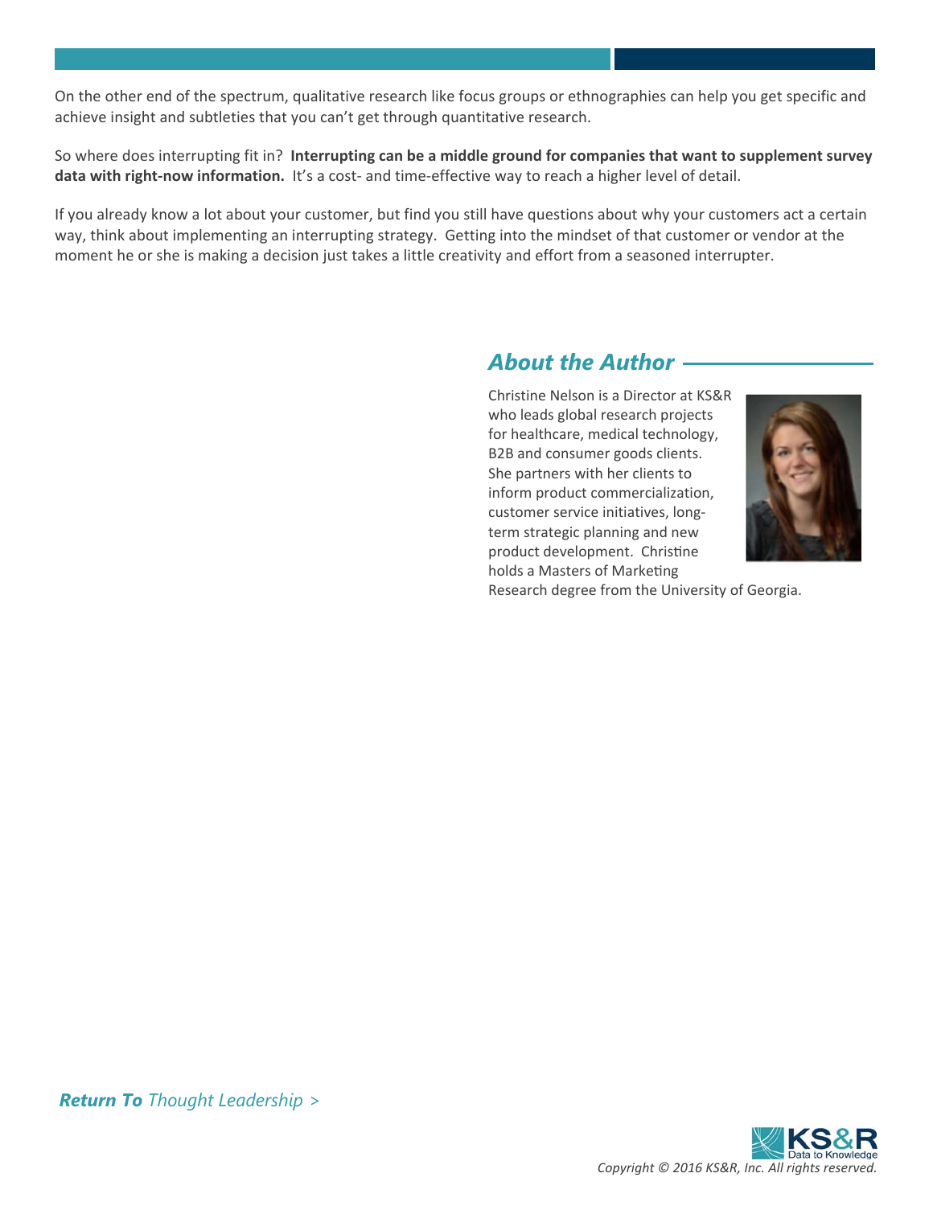On the other end of the spectrum, qualitative research like focus groups or ethnographies can help you get specific and achieve insight and subtleties that you can't get through quantitative research.

So where does interrupting fit in? **Interrupting can be a middle ground for companies that want to supplement survey data with right-now information.** It's a cost- and time-effective way to reach a higher level of detail.

If you already know a lot about your customer, but find you still have questions about why your customers act a certain way, think about implementing an interrupting strategy. Getting into the mindset of that customer or vendor at the moment he or she is making a decision just takes a little creativity and effort from a seasoned interrupter.

## *About the Author*

Christine Nelson is a Director at KS&R who leads global research projects for healthcare, medical technology, B2B and consumer goods clients. She partners with her clients to inform product commercialization, customer service initiatives, long-term strategic planning and new product development. Christine holds a Masters of Marketing Research degree from the University of Georgia.

***Return To*** *Thought Leadership >*

KS&R Data to Knowledge

*Copyright © 2016 KS&R, Inc. All rights reserved.*